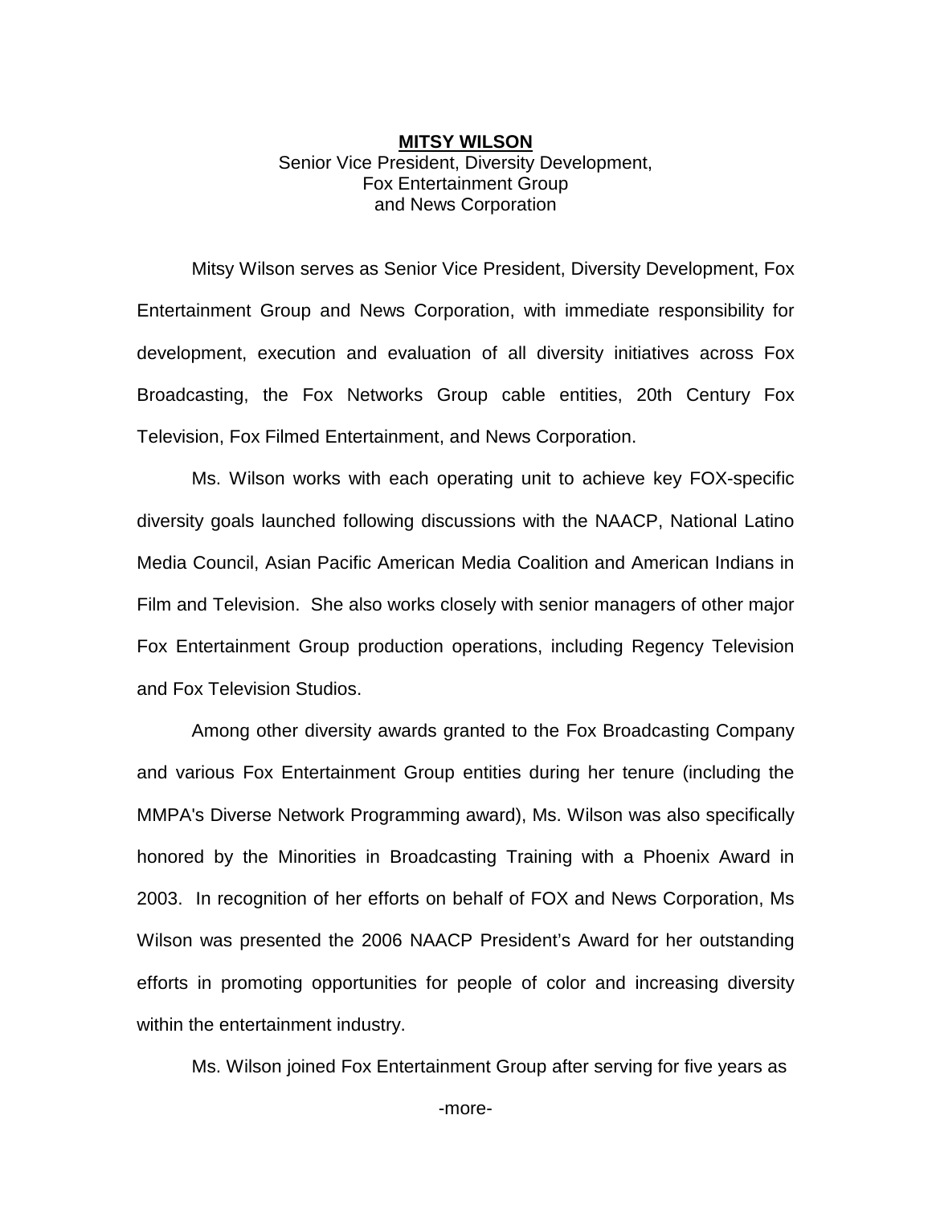**MITSY WILSON**

Senior Vice President, Diversity Development,
Fox Entertainment Group
and News Corporation

Mitsy Wilson serves as Senior Vice President, Diversity Development, Fox Entertainment Group and News Corporation, with immediate responsibility for development, execution and evaluation of all diversity initiatives across Fox Broadcasting, the Fox Networks Group cable entities, 20th Century Fox Television, Fox Filmed Entertainment, and News Corporation.

Ms. Wilson works with each operating unit to achieve key FOX-specific diversity goals launched following discussions with the NAACP, National Latino Media Council, Asian Pacific American Media Coalition and American Indians in Film and Television. She also works closely with senior managers of other major Fox Entertainment Group production operations, including Regency Television and Fox Television Studios.

Among other diversity awards granted to the Fox Broadcasting Company and various Fox Entertainment Group entities during her tenure (including the MMPA's Diverse Network Programming award), Ms. Wilson was also specifically honored by the Minorities in Broadcasting Training with a Phoenix Award in 2003. In recognition of her efforts on behalf of FOX and News Corporation, Ms Wilson was presented the 2006 NAACP President's Award for her outstanding efforts in promoting opportunities for people of color and increasing diversity within the entertainment industry.

Ms. Wilson joined Fox Entertainment Group after serving for five years as

-more-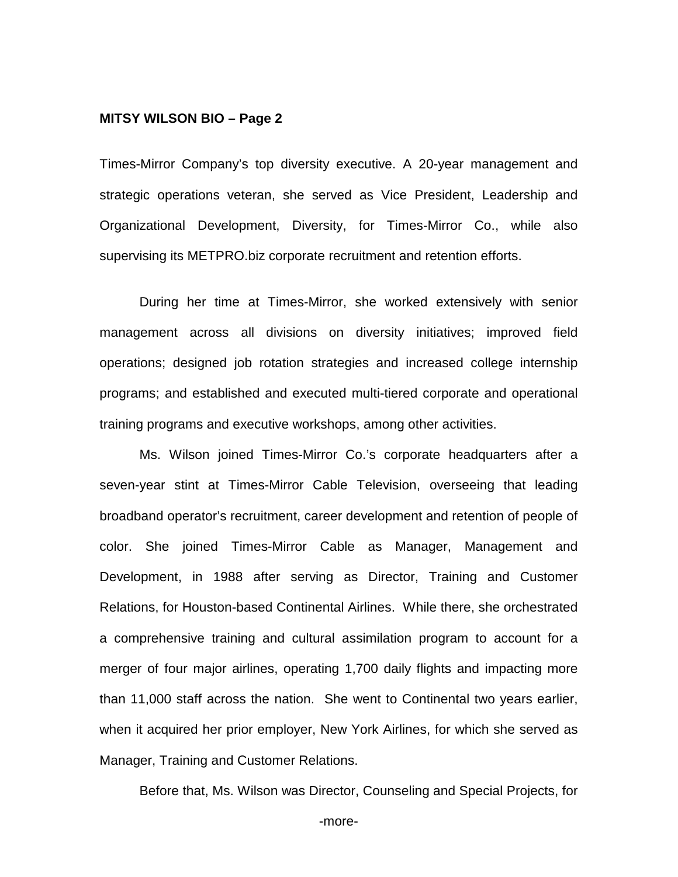Times-Mirror Company's top diversity executive. A 20-year management and strategic operations veteran, she served as Vice President, Leadership and Organizational Development, Diversity, for Times-Mirror Co., while also supervising its METPRO.biz corporate recruitment and retention efforts.

During her time at Times-Mirror, she worked extensively with senior management across all divisions on diversity initiatives; improved field operations; designed job rotation strategies and increased college internship programs; and established and executed multi-tiered corporate and operational training programs and executive workshops, among other activities.

Ms. Wilson joined Times-Mirror Co.'s corporate headquarters after a seven-year stint at Times-Mirror Cable Television, overseeing that leading broadband operator's recruitment, career development and retention of people of color. She joined Times-Mirror Cable as Manager, Management and Development, in 1988 after serving as Director, Training and Customer Relations, for Houston-based Continental Airlines. While there, she orchestrated a comprehensive training and cultural assimilation program to account for a merger of four major airlines, operating 1,700 daily flights and impacting more than 11,000 staff across the nation. She went to Continental two years earlier, when it acquired her prior employer, New York Airlines, for which she served as Manager, Training and Customer Relations.

Before that, Ms. Wilson was Director, Counseling and Special Projects, for

-more-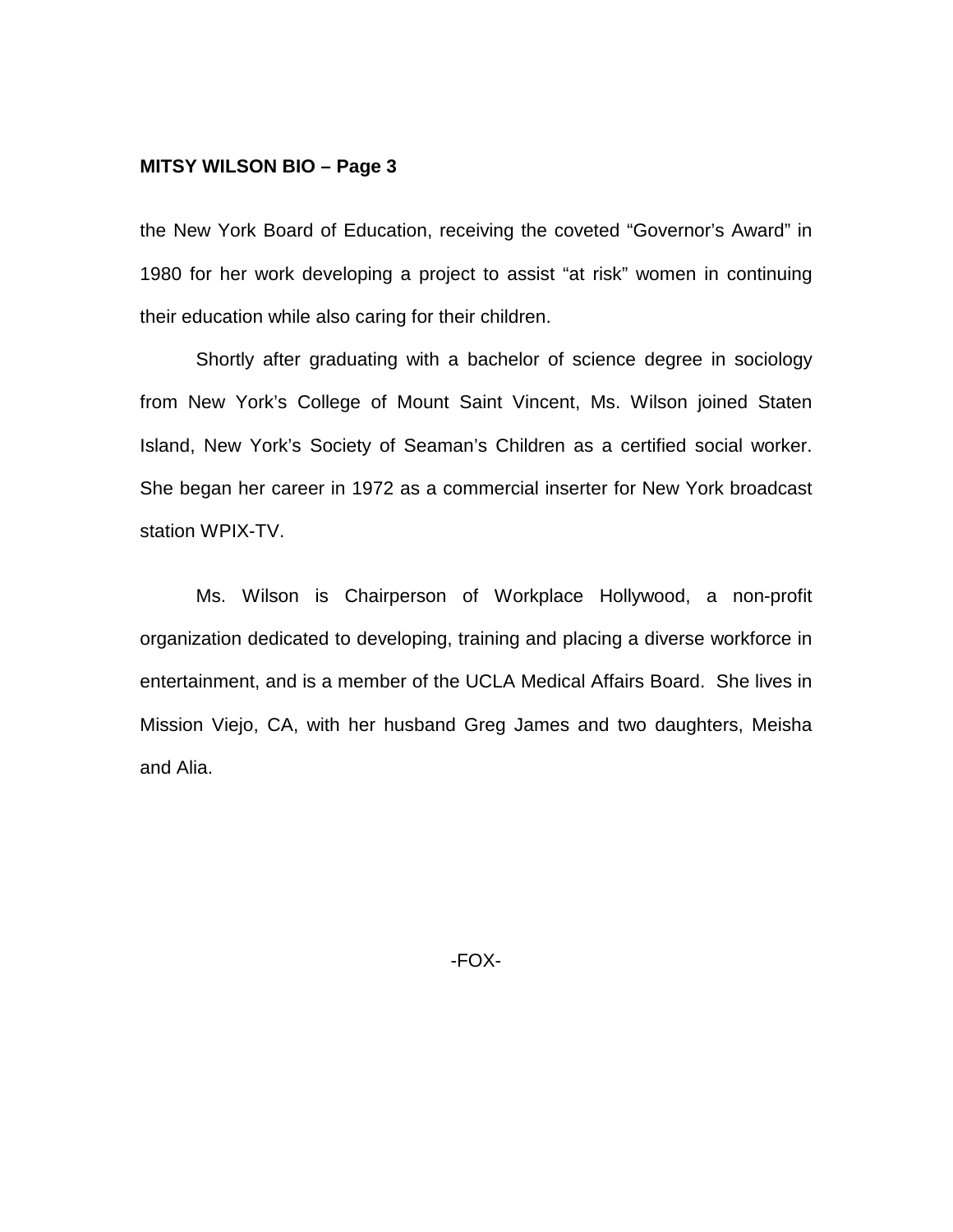the New York Board of Education, receiving the coveted "Governor's Award" in 1980 for her work developing a project to assist "at risk" women in continuing their education while also caring for their children.

Shortly after graduating with a bachelor of science degree in sociology from New York's College of Mount Saint Vincent, Ms. Wilson joined Staten Island, New York's Society of Seaman's Children as a certified social worker. She began her career in 1972 as a commercial inserter for New York broadcast station WPIX-TV.

Ms. Wilson is Chairperson of Workplace Hollywood, a non-profit organization dedicated to developing, training and placing a diverse workforce in entertainment, and is a member of the UCLA Medical Affairs Board. She lives in Mission Viejo, CA, with her husband Greg James and two daughters, Meisha and Alia.

-FOX-